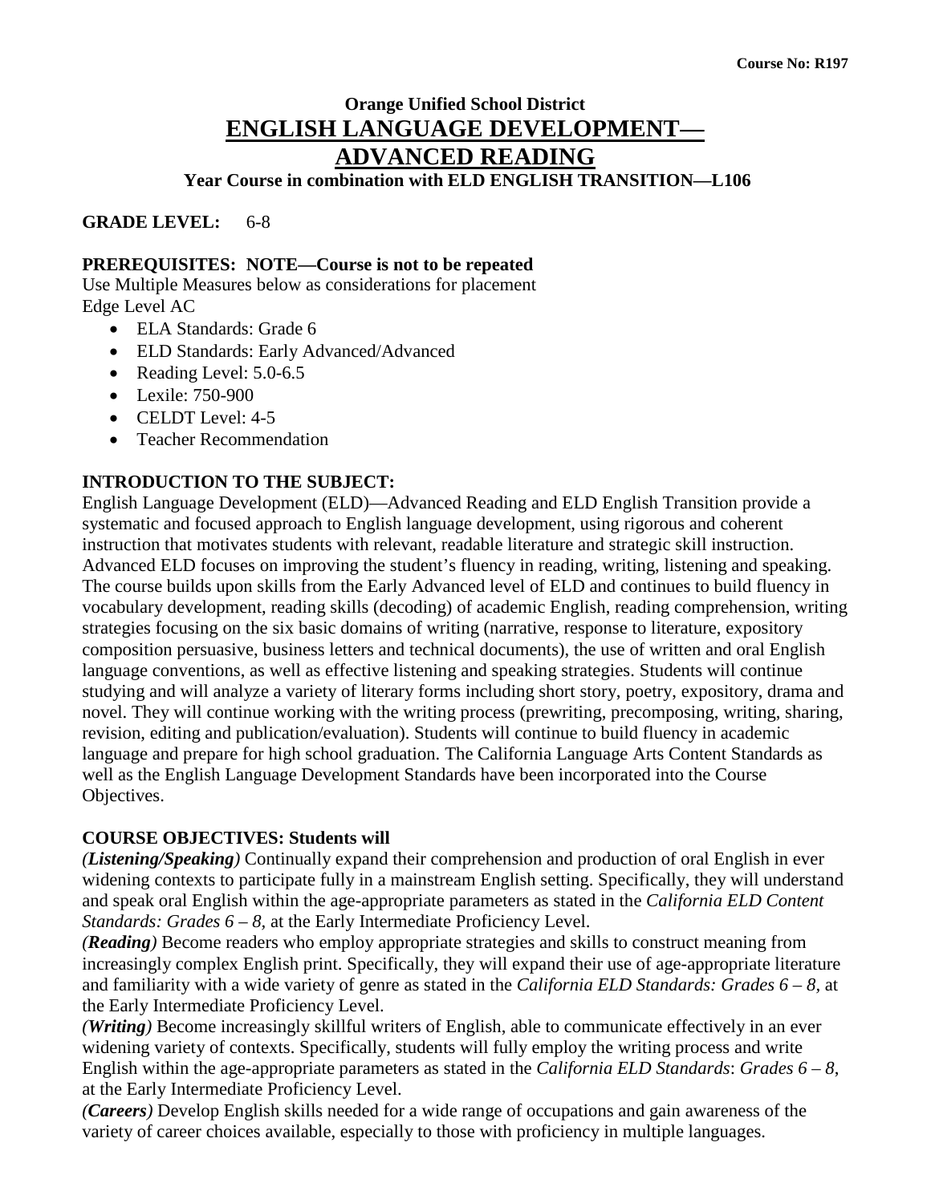Course No: R197

**Orange Unified School District**

# ENGLISH LANGUAGE DEVELOPMENT— ADVANCED READING

**Year Course in combination with ELD ENGLISH TRANSITION—L106**

**GRADE LEVEL:** 6-8

**PREREQUISITES: NOTE—Course is not to be repeated**

Use Multiple Measures below as considerations for placement
Edge Level AC

- ELA Standards: Grade 6
- ELD Standards: Early Advanced/Advanced
- Reading Level: 5.0-6.5
- Lexile: 750-900
- CELDT Level: 4-5
- Teacher Recommendation

**INTRODUCTION TO THE SUBJECT:**

English Language Development (ELD)—Advanced Reading and ELD English Transition provide a systematic and focused approach to English language development, using rigorous and coherent instruction that motivates students with relevant, readable literature and strategic skill instruction. Advanced ELD focuses on improving the student's fluency in reading, writing, listening and speaking. The course builds upon skills from the Early Advanced level of ELD and continues to build fluency in vocabulary development, reading skills (decoding) of academic English, reading comprehension, writing strategies focusing on the six basic domains of writing (narrative, response to literature, expository composition persuasive, business letters and technical documents), the use of written and oral English language conventions, as well as effective listening and speaking strategies. Students will continue studying and will analyze a variety of literary forms including short story, poetry, expository, drama and novel. They will continue working with the writing process (prewriting, precomposing, writing, sharing, revision, editing and publication/evaluation). Students will continue to build fluency in academic language and prepare for high school graduation. The California Language Arts Content Standards as well as the English Language Development Standards have been incorporated into the Course Objectives.

**COURSE OBJECTIVES: Students will**

***(Listening/Speaking)*** Continually expand their comprehension and production of oral English in ever widening contexts to participate fully in a mainstream English setting. Specifically, they will understand and speak oral English within the age-appropriate parameters as stated in the *California ELD Content Standards: Grades 6 – 8,* at the Early Intermediate Proficiency Level.

***(Reading)*** Become readers who employ appropriate strategies and skills to construct meaning from increasingly complex English print. Specifically, they will expand their use of age-appropriate literature and familiarity with a wide variety of genre as stated in the *California ELD Standards: Grades 6 – 8*, at the Early Intermediate Proficiency Level.

***(Writing)*** Become increasingly skillful writers of English, able to communicate effectively in an ever widening variety of contexts. Specifically, students will fully employ the writing process and write English within the age-appropriate parameters as stated in the *California ELD Standards*: *Grades 6 – 8*, at the Early Intermediate Proficiency Level.

***(Careers)*** Develop English skills needed for a wide range of occupations and gain awareness of the variety of career choices available, especially to those with proficiency in multiple languages.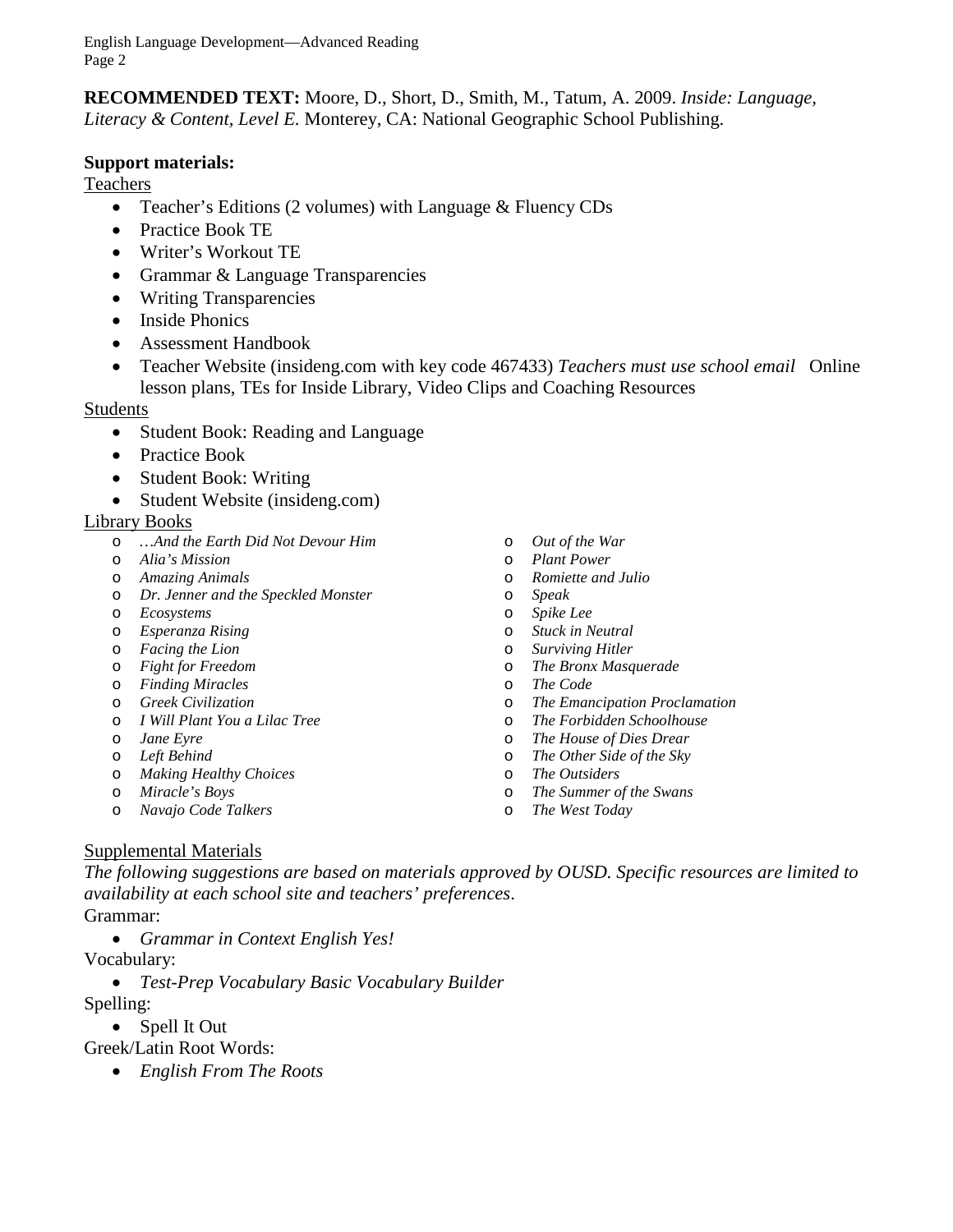**RECOMMENDED TEXT:** Moore, D., Short, D., Smith, M., Tatum, A. 2009. *Inside: Language, Literacy & Content, Level E.* Monterey, CA: National Geographic School Publishing.

**Support materials:**

Teachers

- Teacher's Editions (2 volumes) with Language & Fluency CDs
- Practice Book TE
- Writer's Workout TE
- Grammar & Language Transparencies
- Writing Transparencies
- Inside Phonics
- Assessment Handbook
- Teacher Website (insideng.com with key code 467433) *Teachers must use school email* Online lesson plans, TEs for Inside Library, Video Clips and Coaching Resources

Students

- Student Book: Reading and Language
- Practice Book
- Student Book: Writing
- Student Website (insideng.com)

Library Books

- *…And the Earth Did Not Devour Him*
- *Alia's Mission*
- *Amazing Animals*
- *Dr. Jenner and the Speckled Monster*
- *Ecosystems*
- *Esperanza Rising*
- *Facing the Lion*
- *Fight for Freedom*
- *Finding Miracles*
- *Greek Civilization*
- *I Will Plant You a Lilac Tree*
- *Jane Eyre*
- *Left Behind*
- *Making Healthy Choices*
- *Miracle's Boys*
- *Navajo Code Talkers*
- *Out of the War*
- *Plant Power*
- *Romiette and Julio*
- *Speak*
- *Spike Lee*
- *Stuck in Neutral*
- *Surviving Hitler*
- *The Bronx Masquerade*
- *The Code*
- *The Emancipation Proclamation*
- *The Forbidden Schoolhouse*
- *The House of Dies Drear*
- *The Other Side of the Sky*
- *The Outsiders*
- *The Summer of the Swans*
- *The West Today*

Supplemental Materials

*The following suggestions are based on materials approved by OUSD. Specific resources are limited to availability at each school site and teachers' preferences*.

Grammar:

- *Grammar in Context English Yes!*

Vocabulary:

- *Test-Prep Vocabulary Basic Vocabulary Builder*

Spelling:

- Spell It Out

Greek/Latin Root Words:

- *English From The Roots*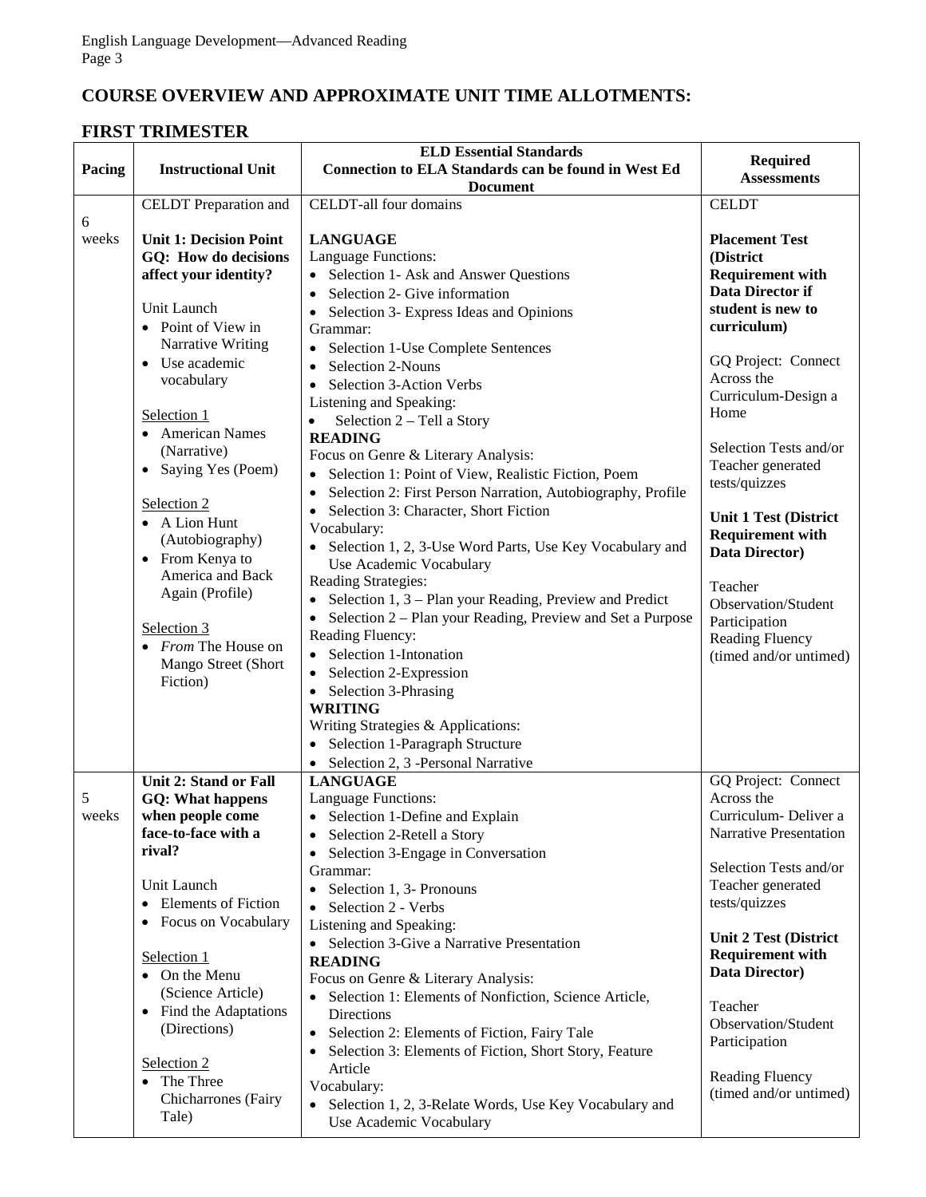## COURSE OVERVIEW AND APPROXIMATE UNIT TIME ALLOTMENTS:

## FIRST TRIMESTER

| Pacing | Instructional Unit | ELD Essential Standards<br>Connection to ELA Standards can be found in West Ed Document | Required Assessments |
|---|---|---|---|
| 6 weeks | CELDT Preparation and<br><br>**Unit 1: Decision Point**<br>**GQ: How do decisions affect your identity?**<br><br>Unit Launch<br>• Point of View in Narrative Writing<br>• Use academic vocabulary<br><br><u>Selection 1</u><br>• American Names (Narrative)<br>• Saying Yes (Poem)<br><br><u>Selection 2</u><br>• A Lion Hunt (Autobiography)<br>• From Kenya to America and Back Again (Profile)<br><br><u>Selection 3</u><br>• *From* The House on Mango Street (Short Fiction) | CELDT-all four domains<br><br>**LANGUAGE**<br>Language Functions:<br>• Selection 1- Ask and Answer Questions<br>• Selection 2- Give information<br>• Selection 3- Express Ideas and Opinions<br>Grammar:<br>• Selection 1-Use Complete Sentences<br>• Selection 2-Nouns<br>• Selection 3-Action Verbs<br>Listening and Speaking:<br>• Selection 2 – Tell a Story<br>**READING**<br>Focus on Genre & Literary Analysis:<br>• Selection 1: Point of View, Realistic Fiction, Poem<br>• Selection 2: First Person Narration, Autobiography, Profile<br>• Selection 3: Character, Short Fiction<br>Vocabulary:<br>• Selection 1, 2, 3-Use Word Parts, Use Key Vocabulary and Use Academic Vocabulary<br>Reading Strategies:<br>• Selection 1, 3 – Plan your Reading, Preview and Predict<br>• Selection 2 – Plan your Reading, Preview and Set a Purpose<br>Reading Fluency:<br>• Selection 1-Intonation<br>• Selection 2-Expression<br>• Selection 3-Phrasing<br>**WRITING**<br>Writing Strategies & Applications:<br>• Selection 1-Paragraph Structure<br>• Selection 2, 3 -Personal Narrative | CELDT<br><br>**Placement Test (District Requirement with Data Director if student is new to curriculum)**<br><br>GQ Project: Connect Across the Curriculum-Design a Home<br><br>Selection Tests and/or Teacher generated tests/quizzes<br><br>**Unit 1 Test (District Requirement with Data Director)**<br><br>Teacher Observation/Student Participation<br>Reading Fluency (timed and/or untimed) |
| 5 weeks | **Unit 2: Stand or Fall**<br>**GQ: What happens when people come face-to-face with a rival?**<br><br>Unit Launch<br>• Elements of Fiction<br>• Focus on Vocabulary<br><br><u>Selection 1</u><br>• On the Menu (Science Article)<br>• Find the Adaptations (Directions)<br><br><u>Selection 2</u><br>• The Three Chicharrones (Fairy Tale) | **LANGUAGE**<br>Language Functions:<br>• Selection 1-Define and Explain<br>• Selection 2-Retell a Story<br>• Selection 3-Engage in Conversation<br>Grammar:<br>• Selection 1, 3- Pronouns<br>• Selection 2 - Verbs<br>Listening and Speaking:<br>• Selection 3-Give a Narrative Presentation<br>**READING**<br>Focus on Genre & Literary Analysis:<br>• Selection 1: Elements of Nonfiction, Science Article, Directions<br>• Selection 2: Elements of Fiction, Fairy Tale<br>• Selection 3: Elements of Fiction, Short Story, Feature Article<br>Vocabulary:<br>• Selection 1, 2, 3-Relate Words, Use Key Vocabulary and Use Academic Vocabulary | GQ Project: Connect Across the Curriculum- Deliver a Narrative Presentation<br><br>Selection Tests and/or Teacher generated tests/quizzes<br><br>**Unit 2 Test (District Requirement with Data Director)**<br><br>Teacher Observation/Student Participation<br><br>Reading Fluency (timed and/or untimed) |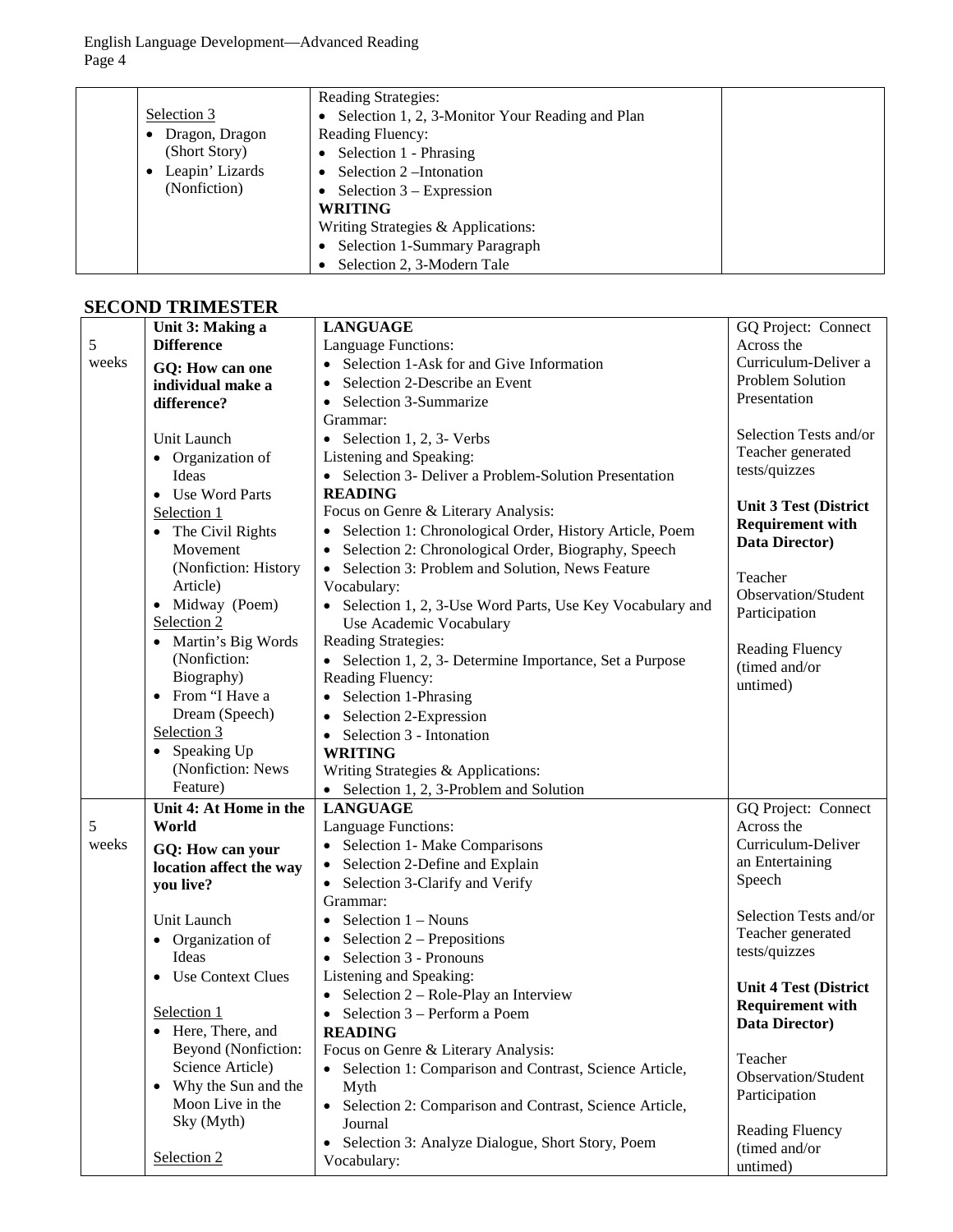| | Selection 3<br>• Dragon, Dragon (Short Story)<br>• Leapin' Lizards (Nonfiction) | Reading Strategies:<br>• Selection 1, 2, 3-Monitor Your Reading and Plan<br>Reading Fluency:<br>• Selection 1 - Phrasing<br>• Selection 2 –Intonation<br>• Selection 3 – Expression<br>**WRITING**<br>Writing Strategies & Applications:<br>• Selection 1-Summary Paragraph<br>• Selection 2, 3-Modern Tale | |
|---|---|---|---|

## SECOND TRIMESTER

| | | | |
|---|---|---|---|
| 5 weeks | **Unit 3: Making a Difference**<br>**GQ: How can one individual make a difference?**<br><br>Unit Launch<br>• Organization of Ideas<br>• Use Word Parts<br>Selection 1<br>• The Civil Rights Movement (Nonfiction: History Article)<br>• Midway (Poem)<br>Selection 2<br>• Martin's Big Words (Nonfiction: Biography)<br>• From "I Have a Dream (Speech)<br>Selection 3<br>• Speaking Up (Nonfiction: News Feature) | **LANGUAGE**<br>Language Functions:<br>• Selection 1-Ask for and Give Information<br>• Selection 2-Describe an Event<br>• Selection 3-Summarize<br>Grammar:<br>• Selection 1, 2, 3- Verbs<br>Listening and Speaking:<br>• Selection 3- Deliver a Problem-Solution Presentation<br>**READING**<br>Focus on Genre & Literary Analysis:<br>• Selection 1: Chronological Order, History Article, Poem<br>• Selection 2: Chronological Order, Biography, Speech<br>• Selection 3: Problem and Solution, News Feature<br>Vocabulary:<br>• Selection 1, 2, 3-Use Word Parts, Use Key Vocabulary and Use Academic Vocabulary<br>Reading Strategies:<br>• Selection 1, 2, 3- Determine Importance, Set a Purpose<br>Reading Fluency:<br>• Selection 1-Phrasing<br>• Selection 2-Expression<br>• Selection 3 - Intonation<br>**WRITING**<br>Writing Strategies & Applications:<br>• Selection 1, 2, 3-Problem and Solution | GQ Project: Connect Across the Curriculum-Deliver a Problem Solution Presentation<br><br>Selection Tests and/or Teacher generated tests/quizzes<br><br>**Unit 3 Test (District Requirement with Data Director)**<br><br>Teacher Observation/Student Participation<br><br>Reading Fluency (timed and/or untimed) |
| 5 weeks | **Unit 4: At Home in the World**<br>**GQ: How can your location affect the way you live?**<br><br>Unit Launch<br>• Organization of Ideas<br>• Use Context Clues<br><br>Selection 1<br>• Here, There, and Beyond (Nonfiction: Science Article)<br>• Why the Sun and the Moon Live in the Sky (Myth)<br><br>Selection 2 | **LANGUAGE**<br>Language Functions:<br>• Selection 1- Make Comparisons<br>• Selection 2-Define and Explain<br>• Selection 3-Clarify and Verify<br>Grammar:<br>• Selection 1 – Nouns<br>• Selection 2 – Prepositions<br>• Selection 3 - Pronouns<br>Listening and Speaking:<br>• Selection 2 – Role-Play an Interview<br>• Selection 3 – Perform a Poem<br>**READING**<br>Focus on Genre & Literary Analysis:<br>• Selection 1: Comparison and Contrast, Science Article, Myth<br>• Selection 2: Comparison and Contrast, Science Article, Journal<br>• Selection 3: Analyze Dialogue, Short Story, Poem<br>Vocabulary: | GQ Project: Connect Across the Curriculum-Deliver an Entertaining Speech<br><br>Selection Tests and/or Teacher generated tests/quizzes<br><br>**Unit 4 Test (District Requirement with Data Director)**<br><br>Teacher Observation/Student Participation<br><br>Reading Fluency (timed and/or untimed) |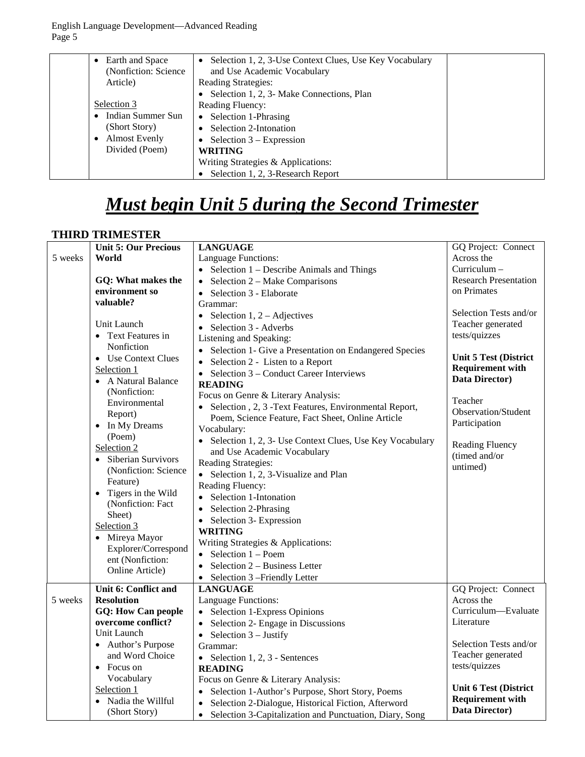| | | | |
|---|---|---|---|
| | • Earth and Space (Nonfiction: Science Article)<br><br>Selection 3<br>• Indian Summer Sun (Short Story)<br>• Almost Evenly Divided (Poem) | • Selection 1, 2, 3-Use Context Clues, Use Key Vocabulary and Use Academic Vocabulary<br>Reading Strategies:<br>• Selection 1, 2, 3- Make Connections, Plan<br>Reading Fluency:<br>• Selection 1-Phrasing<br>• Selection 2-Intonation<br>• Selection 3 – Expression<br>**WRITING**<br>Writing Strategies & Applications:<br>• Selection 1, 2, 3-Research Report | |

# ***Must begin Unit 5 during the Second Trimester***

## THIRD TRIMESTER

| | | | |
|---|---|---|---|
| 5 weeks | **Unit 5: Our Precious World**<br><br>**GQ: What makes the environment so valuable?**<br><br>Unit Launch<br>• Text Features in Nonfiction<br>• Use Context Clues<br>Selection 1<br>• A Natural Balance (Nonfiction: Environmental Report)<br>• In My Dreams (Poem)<br>Selection 2<br>• Siberian Survivors (Nonfiction: Science Feature)<br>• Tigers in the Wild (Nonfiction: Fact Sheet)<br>Selection 3<br>• Mireya Mayor Explorer/Correspondent (Nonfiction: Online Article) | **LANGUAGE**<br>Language Functions:<br>• Selection 1 – Describe Animals and Things<br>• Selection 2 – Make Comparisons<br>• Selection 3 - Elaborate<br>Grammar:<br>• Selection 1, 2 – Adjectives<br>• Selection 3 - Adverbs<br>Listening and Speaking:<br>• Selection 1- Give a Presentation on Endangered Species<br>• Selection 2 - Listen to a Report<br>• Selection 3 – Conduct Career Interviews<br>**READING**<br>Focus on Genre & Literary Analysis:<br>• Selection , 2, 3 -Text Features, Environmental Report, Poem, Science Feature, Fact Sheet, Online Article<br>Vocabulary:<br>• Selection 1, 2, 3- Use Context Clues, Use Key Vocabulary and Use Academic Vocabulary<br>Reading Strategies:<br>• Selection 1, 2, 3-Visualize and Plan<br>Reading Fluency:<br>• Selection 1-Intonation<br>• Selection 2-Phrasing<br>• Selection 3- Expression<br>**WRITING**<br>Writing Strategies & Applications:<br>• Selection 1 – Poem<br>• Selection 2 – Business Letter<br>• Selection 3 –Friendly Letter | GQ Project: Connect Across the Curriculum – Research Presentation on Primates<br><br>Selection Tests and/or Teacher generated tests/quizzes<br><br>**Unit 5 Test (District Requirement with Data Director)**<br><br>Teacher Observation/Student Participation<br><br>Reading Fluency (timed and/or untimed) |
| 5 weeks | **Unit 6: Conflict and Resolution**<br>**GQ: How Can people overcome conflict?**<br>Unit Launch<br>• Author's Purpose and Word Choice<br>• Focus on Vocabulary<br>Selection 1<br>• Nadia the Willful (Short Story) | **LANGUAGE**<br>Language Functions:<br>• Selection 1-Express Opinions<br>• Selection 2- Engage in Discussions<br>• Selection 3 – Justify<br>Grammar:<br>• Selection 1, 2, 3 - Sentences<br>**READING**<br>Focus on Genre & Literary Analysis:<br>• Selection 1-Author's Purpose, Short Story, Poems<br>• Selection 2-Dialogue, Historical Fiction, Afterword<br>• Selection 3-Capitalization and Punctuation, Diary, Song | GQ Project: Connect Across the Curriculum—Evaluate Literature<br><br>Selection Tests and/or Teacher generated tests/quizzes<br><br>**Unit 6 Test (District Requirement with Data Director)** |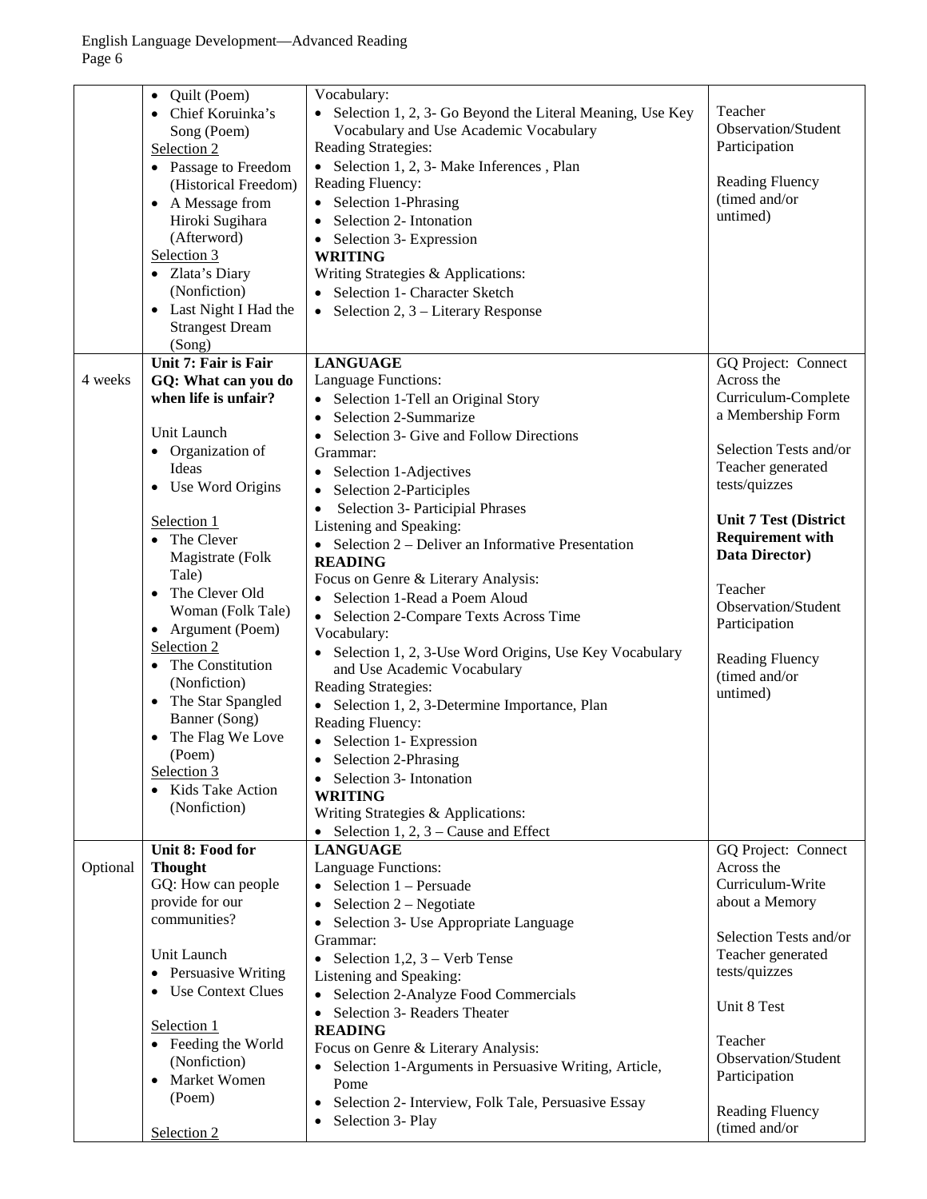| | • Quilt (Poem)<br>• Chief Koruinka's Song (Poem)<br>Selection 2<br>• Passage to Freedom (Historical Freedom)<br>• A Message from Hiroki Sugihara (Afterword)<br>Selection 3<br>• Zlata's Diary (Nonfiction)<br>• Last Night I Had the Strangest Dream (Song) | Vocabulary:<br>• Selection 1, 2, 3- Go Beyond the Literal Meaning, Use Key Vocabulary and Use Academic Vocabulary<br>Reading Strategies:<br>• Selection 1, 2, 3- Make Inferences , Plan<br>Reading Fluency:<br>• Selection 1-Phrasing<br>• Selection 2- Intonation<br>• Selection 3- Expression<br>**WRITING**<br>Writing Strategies & Applications:<br>• Selection 1- Character Sketch<br>• Selection 2, 3 – Literary Response | Teacher Observation/Student Participation<br><br>Reading Fluency (timed and/or untimed) |
|---|---|---|---|
| 4 weeks | **Unit 7: Fair is Fair**<br>**GQ: What can you do when life is unfair?**<br><br>Unit Launch<br>• Organization of Ideas<br>• Use Word Origins<br><br>Selection 1<br>• The Clever Magistrate (Folk Tale)<br>• The Clever Old Woman (Folk Tale)<br>• Argument (Poem)<br>Selection 2<br>• The Constitution (Nonfiction)<br>• The Star Spangled Banner (Song)<br>• The Flag We Love (Poem)<br>Selection 3<br>• Kids Take Action (Nonfiction) | **LANGUAGE**<br>Language Functions:<br>• Selection 1-Tell an Original Story<br>• Selection 2-Summarize<br>• Selection 3- Give and Follow Directions<br>Grammar:<br>• Selection 1-Adjectives<br>• Selection 2-Participles<br>• Selection 3- Participial Phrases<br>Listening and Speaking:<br>• Selection 2 – Deliver an Informative Presentation<br>**READING**<br>Focus on Genre & Literary Analysis:<br>• Selection 1-Read a Poem Aloud<br>• Selection 2-Compare Texts Across Time<br>Vocabulary:<br>• Selection 1, 2, 3-Use Word Origins, Use Key Vocabulary and Use Academic Vocabulary<br>Reading Strategies:<br>• Selection 1, 2, 3-Determine Importance, Plan<br>Reading Fluency:<br>• Selection 1- Expression<br>• Selection 2-Phrasing<br>• Selection 3- Intonation<br>**WRITING**<br>Writing Strategies & Applications:<br>• Selection 1, 2, 3 – Cause and Effect | GQ Project: Connect Across the Curriculum-Complete a Membership Form<br><br>Selection Tests and/or Teacher generated tests/quizzes<br><br>**Unit 7 Test (District Requirement with Data Director)**<br><br>Teacher Observation/Student Participation<br><br>Reading Fluency (timed and/or untimed) |
| Optional | **Unit 8: Food for Thought**<br>GQ: How can people provide for our communities?<br><br>Unit Launch<br>• Persuasive Writing<br>• Use Context Clues<br><br>Selection 1<br>• Feeding the World (Nonfiction)<br>• Market Women (Poem)<br><br>Selection 2 | **LANGUAGE**<br>Language Functions:<br>• Selection 1 – Persuade<br>• Selection 2 – Negotiate<br>• Selection 3- Use Appropriate Language<br>Grammar:<br>• Selection 1,2, 3 – Verb Tense<br>Listening and Speaking:<br>• Selection 2-Analyze Food Commercials<br>• Selection 3- Readers Theater<br>**READING**<br>Focus on Genre & Literary Analysis:<br>• Selection 1-Arguments in Persuasive Writing, Article, Pome<br>• Selection 2- Interview, Folk Tale, Persuasive Essay<br>• Selection 3- Play | GQ Project: Connect Across the Curriculum-Write about a Memory<br><br>Selection Tests and/or Teacher generated tests/quizzes<br><br>Unit 8 Test<br><br>Teacher Observation/Student Participation<br><br>Reading Fluency (timed and/or |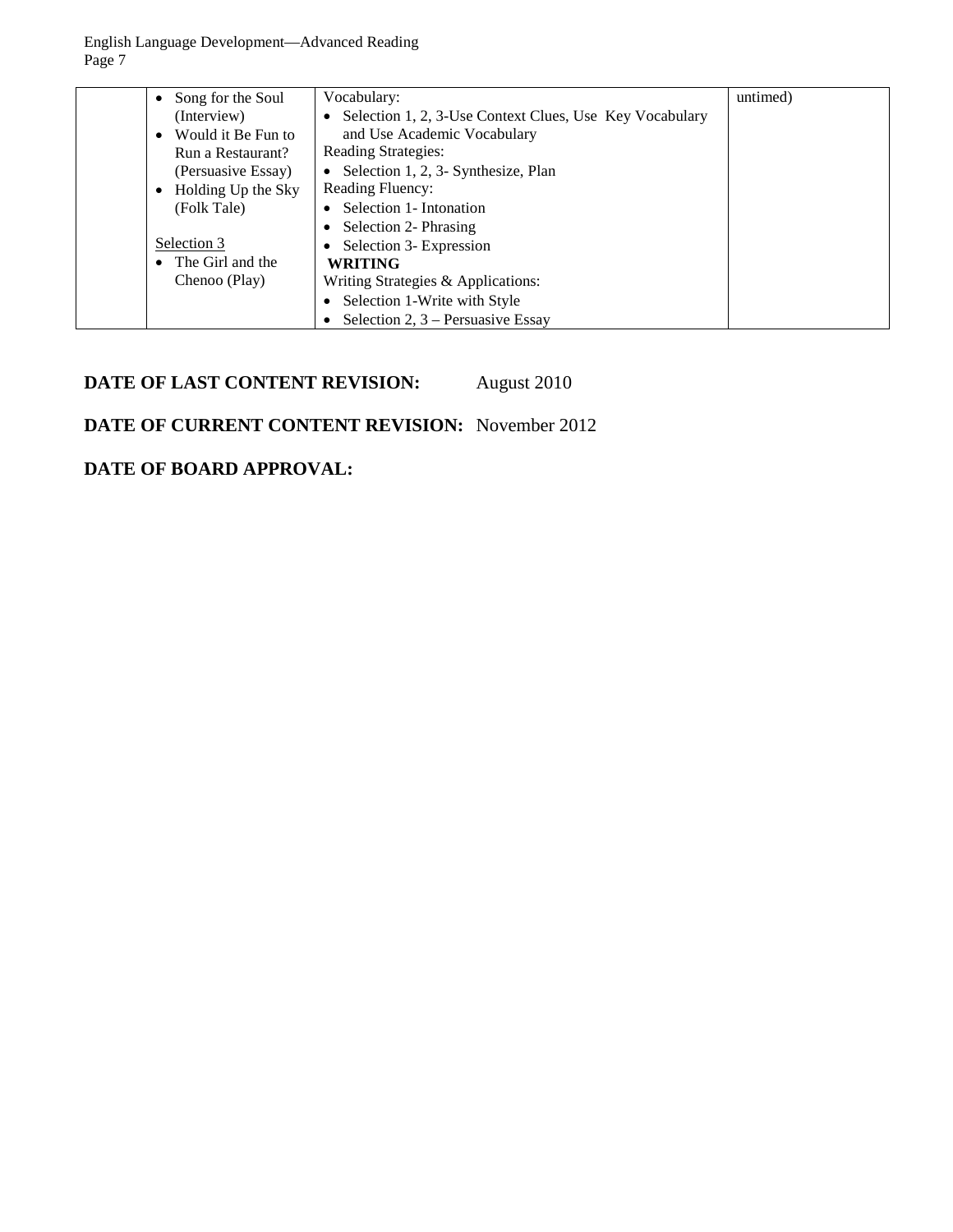| | | | |
|---|---|---|---|
| | • Song for the Soul (Interview)<br>• Would it Be Fun to Run a Restaurant? (Persuasive Essay)<br>• Holding Up the Sky (Folk Tale)<br><br><u>Selection 3</u><br>• The Girl and the Chenoo (Play) | Vocabulary:<br>• Selection 1, 2, 3-Use Context Clues, Use Key Vocabulary and Use Academic Vocabulary<br>Reading Strategies:<br>• Selection 1, 2, 3- Synthesize, Plan<br>Reading Fluency:<br>• Selection 1- Intonation<br>• Selection 2- Phrasing<br>• Selection 3- Expression<br>**WRITING**<br>Writing Strategies & Applications:<br>• Selection 1-Write with Style<br>• Selection 2, 3 – Persuasive Essay | untimed) |

**DATE OF LAST CONTENT REVISION:** August 2010

**DATE OF CURRENT CONTENT REVISION:** November 2012

**DATE OF BOARD APPROVAL:**